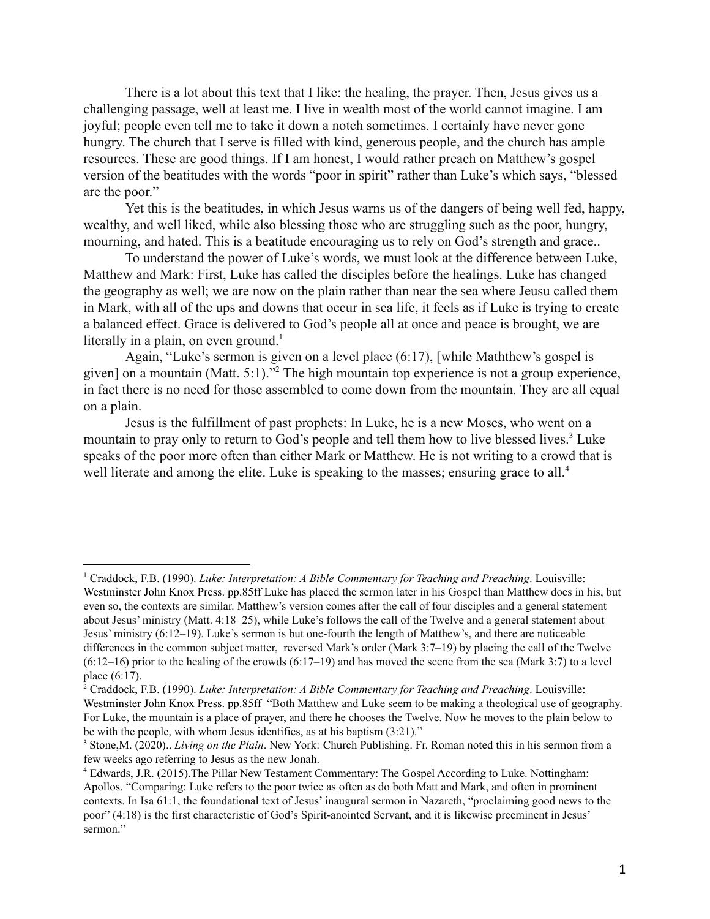There is a lot about this text that I like: the healing, the prayer. Then, Jesus gives us a challenging passage, well at least me. I live in wealth most of the world cannot imagine. I am joyful; people even tell me to take it down a notch sometimes. I certainly have never gone hungry. The church that I serve is filled with kind, generous people, and the church has ample resources. These are good things. If I am honest, I would rather preach on Matthew's gospel version of the beatitudes with the words "poor in spirit" rather than Luke's which says, "blessed are the poor."

Yet this is the beatitudes, in which Jesus warns us of the dangers of being well fed, happy, wealthy, and well liked, while also blessing those who are struggling such as the poor, hungry, mourning, and hated. This is a beatitude encouraging us to rely on God's strength and grace..

To understand the power of Luke's words, we must look at the difference between Luke, Matthew and Mark: First, Luke has called the disciples before the healings. Luke has changed the geography as well; we are now on the plain rather than near the sea where Jeusu called them in Mark, with all of the ups and downs that occur in sea life, it feels as if Luke is trying to create a balanced effect. Grace is delivered to God's people all at once and peace is brought, we are literally in a plain, on even ground.[1]

Again, "Luke's sermon is given on a level place (6:17), [while Maththew's gospel is given] on a mountain (Matt. 5:1)."[2] The high mountain top experience is not a group experience, in fact there is no need for those assembled to come down from the mountain. They are all equal on a plain.

Jesus is the fulfillment of past prophets: In Luke, he is a new Moses, who went on a mountain to pray only to return to God's people and tell them how to live blessed lives.[3] Luke speaks of the poor more often than either Mark or Matthew. He is not writing to a crowd that is well literate and among the elite. Luke is speaking to the masses; ensuring grace to all.[4]

---

[1] Craddock, F.B. (1990). *Luke: Interpretation: A Bible Commentary for Teaching and Preaching*. Louisville: Westminster John Knox Press. pp.85ff Luke has placed the sermon later in his Gospel than Matthew does in his, but even so, the contexts are similar. Matthew's version comes after the call of four disciples and a general statement about Jesus' ministry (Matt. 4:18–25), while Luke's follows the call of the Twelve and a general statement about Jesus' ministry (6:12–19). Luke's sermon is but one-fourth the length of Matthew's, and there are noticeable differences in the common subject matter, reversed Mark's order (Mark 3:7–19) by placing the call of the Twelve (6:12–16) prior to the healing of the crowds (6:17–19) and has moved the scene from the sea (Mark 3:7) to a level place (6:17).

[2] Craddock, F.B. (1990). *Luke: Interpretation: A Bible Commentary for Teaching and Preaching*. Louisville: Westminster John Knox Press. pp.85ff "Both Matthew and Luke seem to be making a theological use of geography. For Luke, the mountain is a place of prayer, and there he chooses the Twelve. Now he moves to the plain below to be with the people, with whom Jesus identifies, as at his baptism (3:21)."

[3] Stone,M. (2020).. *Living on the Plain*. New York: Church Publishing. Fr. Roman noted this in his sermon from a few weeks ago referring to Jesus as the new Jonah.

[4] Edwards, J.R. (2015).The Pillar New Testament Commentary: The Gospel According to Luke. Nottingham: Apollos. "Comparing: Luke refers to the poor twice as often as do both Matt and Mark, and often in prominent contexts. In Isa 61:1, the foundational text of Jesus' inaugural sermon in Nazareth, "proclaiming good news to the poor" (4:18) is the first characteristic of God's Spirit-anointed Servant, and it is likewise preeminent in Jesus' sermon."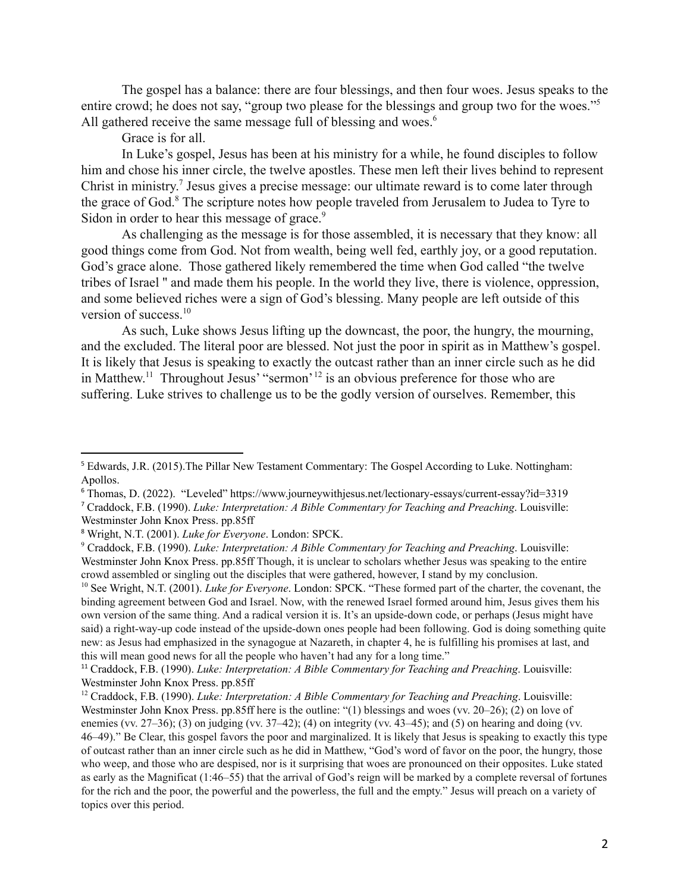The gospel has a balance: there are four blessings, and then four woes. Jesus speaks to the entire crowd; he does not say, "group two please for the blessings and group two for the woes."[5] All gathered receive the same message full of blessing and woes.[6]

Grace is for all.

In Luke's gospel, Jesus has been at his ministry for a while, he found disciples to follow him and chose his inner circle, the twelve apostles. These men left their lives behind to represent Christ in ministry.[7] Jesus gives a precise message: our ultimate reward is to come later through the grace of God.[8] The scripture notes how people traveled from Jerusalem to Judea to Tyre to Sidon in order to hear this message of grace.[9]

As challenging as the message is for those assembled, it is necessary that they know: all good things come from God. Not from wealth, being well fed, earthly joy, or a good reputation. God's grace alone. Those gathered likely remembered the time when God called "the twelve tribes of Israel " and made them his people. In the world they live, there is violence, oppression, and some believed riches were a sign of God's blessing. Many people are left outside of this version of success.[10]

As such, Luke shows Jesus lifting up the downcast, the poor, the hungry, the mourning, and the excluded. The literal poor are blessed. Not just the poor in spirit as in Matthew's gospel. It is likely that Jesus is speaking to exactly the outcast rather than an inner circle such as he did in Matthew.[11] Throughout Jesus' "sermon'[12] is an obvious preference for those who are suffering. Luke strives to challenge us to be the godly version of ourselves. Remember, this

---

[5] Edwards, J.R. (2015).The Pillar New Testament Commentary: The Gospel According to Luke. Nottingham: Apollos.

[6] Thomas, D. (2022). "Leveled" https://www.journeywithjesus.net/lectionary-essays/current-essay?id=3319

[7] Craddock, F.B. (1990). *Luke: Interpretation: A Bible Commentary for Teaching and Preaching*. Louisville: Westminster John Knox Press. pp.85ff

[8] Wright, N.T. (2001). *Luke for Everyone*. London: SPCK.

[9] Craddock, F.B. (1990). *Luke: Interpretation: A Bible Commentary for Teaching and Preaching*. Louisville: Westminster John Knox Press. pp.85ff Though, it is unclear to scholars whether Jesus was speaking to the entire crowd assembled or singling out the disciples that were gathered, however, I stand by my conclusion.

[10] See Wright, N.T. (2001). *Luke for Everyone*. London: SPCK. "These formed part of the charter, the covenant, the binding agreement between God and Israel. Now, with the renewed Israel formed around him, Jesus gives them his own version of the same thing. And a radical version it is. It's an upside-down code, or perhaps (Jesus might have said) a right-way-up code instead of the upside-down ones people had been following. God is doing something quite new: as Jesus had emphasized in the synagogue at Nazareth, in chapter 4, he is fulfilling his promises at last, and this will mean good news for all the people who haven't had any for a long time."

[11] Craddock, F.B. (1990). *Luke: Interpretation: A Bible Commentary for Teaching and Preaching*. Louisville: Westminster John Knox Press. pp.85ff

[12] Craddock, F.B. (1990). *Luke: Interpretation: A Bible Commentary for Teaching and Preaching*. Louisville: Westminster John Knox Press. pp.85ff here is the outline: "(1) blessings and woes (vv. 20–26); (2) on love of enemies (vv. 27–36); (3) on judging (vv. 37–42); (4) on integrity (vv. 43–45); and (5) on hearing and doing (vv. 46–49)." Be Clear, this gospel favors the poor and marginalized. It is likely that Jesus is speaking to exactly this type of outcast rather than an inner circle such as he did in Matthew, "God's word of favor on the poor, the hungry, those who weep, and those who are despised, nor is it surprising that woes are pronounced on their opposites. Luke stated as early as the Magnificat (1:46–55) that the arrival of God's reign will be marked by a complete reversal of fortunes for the rich and the poor, the powerful and the powerless, the full and the empty." Jesus will preach on a variety of topics over this period.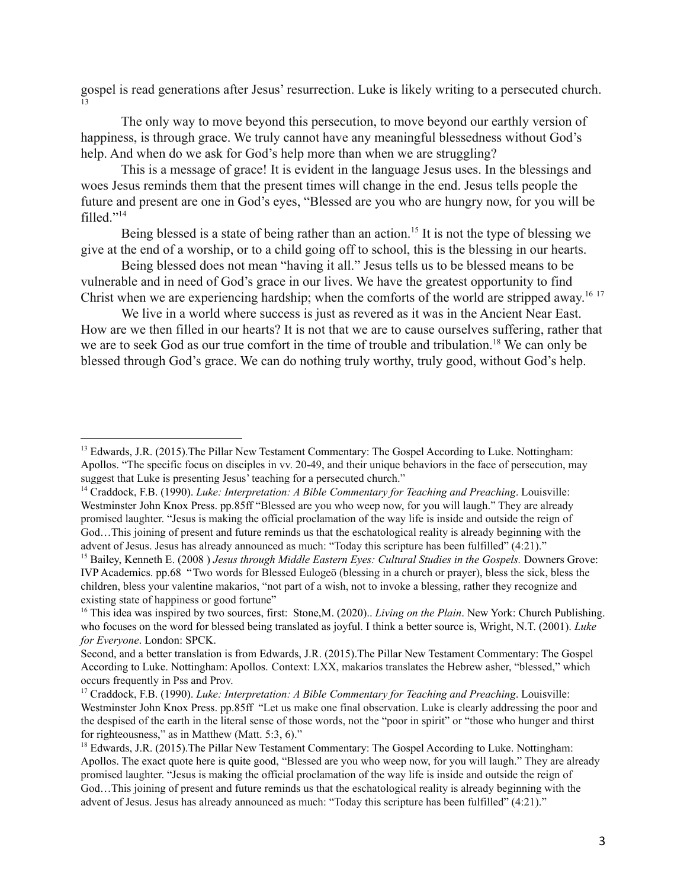gospel is read generations after Jesus' resurrection. Luke is likely writing to a persecuted church.[13]

The only way to move beyond this persecution, to move beyond our earthly version of happiness, is through grace. We truly cannot have any meaningful blessedness without God's help. And when do we ask for God's help more than when we are struggling?

This is a message of grace! It is evident in the language Jesus uses. In the blessings and woes Jesus reminds them that the present times will change in the end. Jesus tells people the future and present are one in God's eyes, "Blessed are you who are hungry now, for you will be filled."[14]

Being blessed is a state of being rather than an action.[15] It is not the type of blessing we give at the end of a worship, or to a child going off to school, this is the blessing in our hearts.

Being blessed does not mean "having it all." Jesus tells us to be blessed means to be vulnerable and in need of God's grace in our lives. We have the greatest opportunity to find Christ when we are experiencing hardship; when the comforts of the world are stripped away.[16] [17]

We live in a world where success is just as revered as it was in the Ancient Near East. How are we then filled in our hearts? It is not that we are to cause ourselves suffering, rather that we are to seek God as our true comfort in the time of trouble and tribulation.[18] We can only be blessed through God's grace. We can do nothing truly worthy, truly good, without God's help.

---

[13] Edwards, J.R. (2015).The Pillar New Testament Commentary: The Gospel According to Luke. Nottingham: Apollos. "The specific focus on disciples in vv. 20-49, and their unique behaviors in the face of persecution, may suggest that Luke is presenting Jesus' teaching for a persecuted church."

[14] Craddock, F.B. (1990). *Luke: Interpretation: A Bible Commentary for Teaching and Preaching*. Louisville: Westminster John Knox Press. pp.85ff "Blessed are you who weep now, for you will laugh." They are already promised laughter. "Jesus is making the official proclamation of the way life is inside and outside the reign of God…This joining of present and future reminds us that the eschatological reality is already beginning with the advent of Jesus. Jesus has already announced as much: "Today this scripture has been fulfilled" (4:21)."

[15] Bailey, Kenneth E. (2008 ) *Jesus through Middle Eastern Eyes: Cultural Studies in the Gospels.* Downers Grove: IVP Academics. pp.68 "Two words for Blessed Eulogeō (blessing in a church or prayer), bless the sick, bless the children, bless your valentine makarios, "not part of a wish, not to invoke a blessing, rather they recognize and existing state of happiness or good fortune"

[16] This idea was inspired by two sources, first: Stone,M. (2020).. *Living on the Plain*. New York: Church Publishing. who focuses on the word for blessed being translated as joyful. I think a better source is, Wright, N.T. (2001). *Luke for Everyone*. London: SPCK.

Second, and a better translation is from Edwards, J.R. (2015).The Pillar New Testament Commentary: The Gospel According to Luke. Nottingham: Apollos. Context: LXX, makarios translates the Hebrew asher, "blessed," which occurs frequently in Pss and Prov.

[17] Craddock, F.B. (1990). *Luke: Interpretation: A Bible Commentary for Teaching and Preaching*. Louisville: Westminster John Knox Press. pp.85ff "Let us make one final observation. Luke is clearly addressing the poor and the despised of the earth in the literal sense of those words, not the "poor in spirit" or "those who hunger and thirst for righteousness," as in Matthew (Matt. 5:3, 6)."

[18] Edwards, J.R. (2015).The Pillar New Testament Commentary: The Gospel According to Luke. Nottingham: Apollos. The exact quote here is quite good, "Blessed are you who weep now, for you will laugh." They are already promised laughter. "Jesus is making the official proclamation of the way life is inside and outside the reign of God…This joining of present and future reminds us that the eschatological reality is already beginning with the advent of Jesus. Jesus has already announced as much: "Today this scripture has been fulfilled" (4:21)."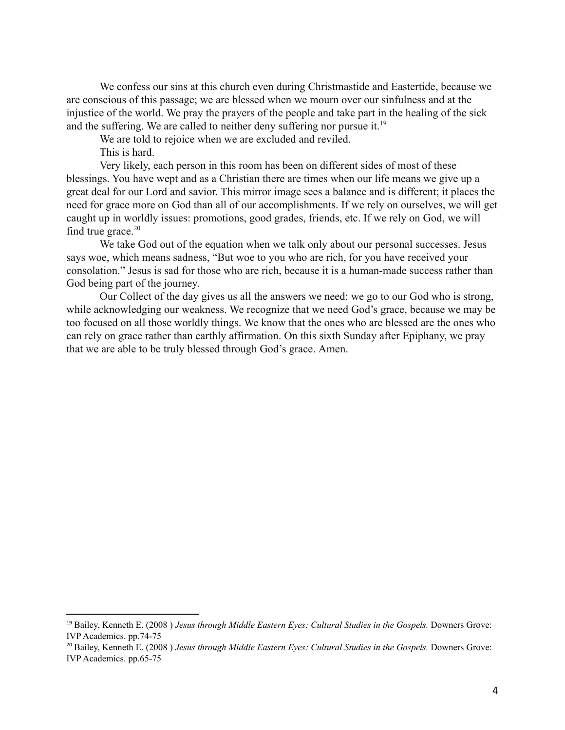We confess our sins at this church even during Christmastide and Eastertide, because we are conscious of this passage; we are blessed when we mourn over our sinfulness and at the injustice of the world. We pray the prayers of the people and take part in the healing of the sick and the suffering. We are called to neither deny suffering nor pursue it.[19]

We are told to rejoice when we are excluded and reviled.

This is hard.

Very likely, each person in this room has been on different sides of most of these blessings. You have wept and as a Christian there are times when our life means we give up a great deal for our Lord and savior. This mirror image sees a balance and is different; it places the need for grace more on God than all of our accomplishments. If we rely on ourselves, we will get caught up in worldly issues: promotions, good grades, friends, etc. If we rely on God, we will find true grace.[20]

We take God out of the equation when we talk only about our personal successes. Jesus says woe, which means sadness, "But woe to you who are rich, for you have received your consolation." Jesus is sad for those who are rich, because it is a human-made success rather than God being part of the journey.

Our Collect of the day gives us all the answers we need: we go to our God who is strong, while acknowledging our weakness. We recognize that we need God's grace, because we may be too focused on all those worldly things. We know that the ones who are blessed are the ones who can rely on grace rather than earthly affirmation. On this sixth Sunday after Epiphany, we pray that we are able to be truly blessed through God's grace. Amen.

---

[19] Bailey, Kenneth E. (2008 ) *Jesus through Middle Eastern Eyes: Cultural Studies in the Gospels.* Downers Grove: IVP Academics. pp.74-75

[20] Bailey, Kenneth E. (2008 ) *Jesus through Middle Eastern Eyes: Cultural Studies in the Gospels.* Downers Grove: IVP Academics. pp.65-75